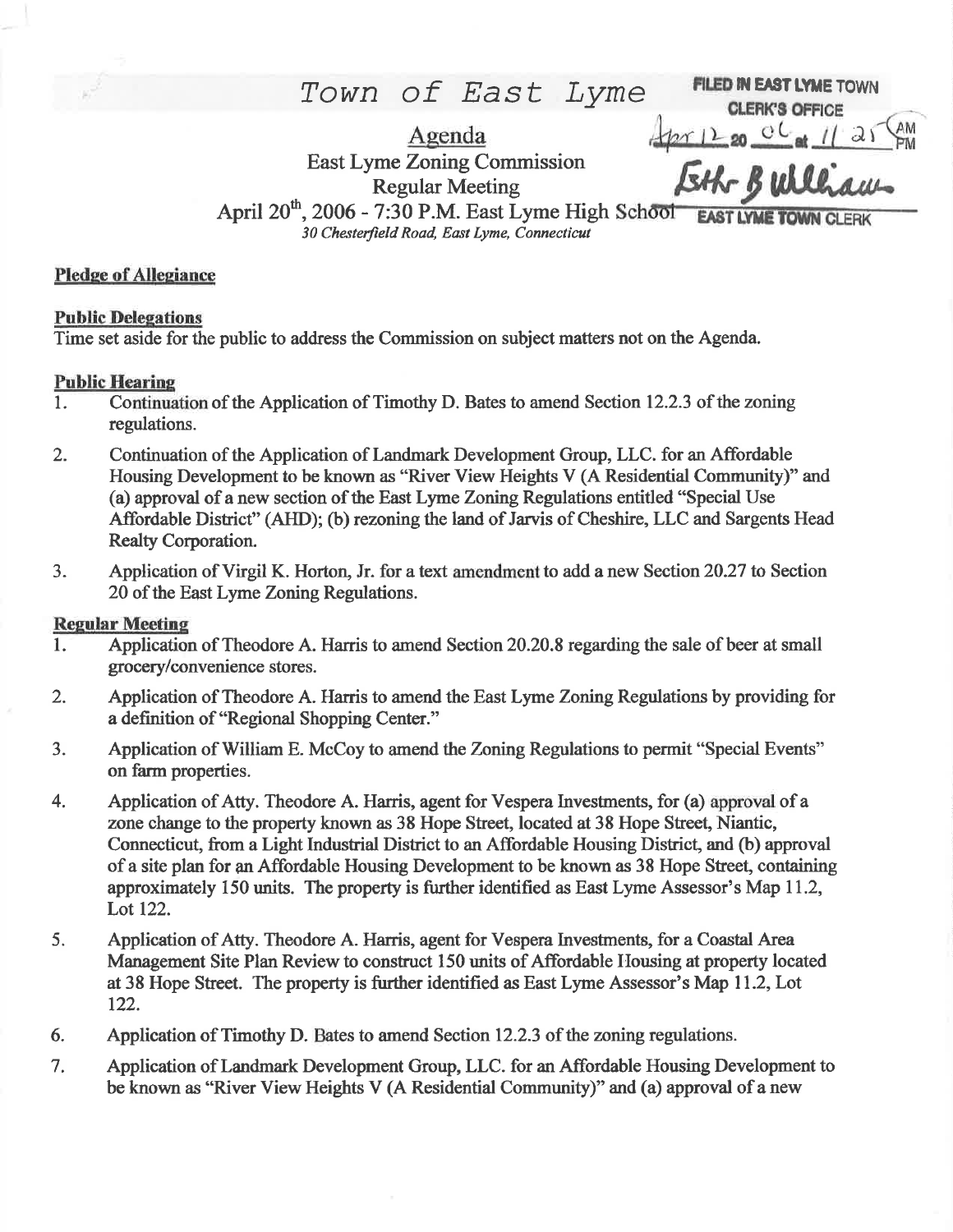# Town of East Lyme

FILED IN EAST LYME TOWN CLERK'S OFFICE
Apr 12 20 06 at 11 21 AM
Beth B Williams
EAST LYME TOWN CLERK

## Agenda

East Lyme Zoning Commission
Regular Meeting
April 20th, 2006 - 7:30 P.M. East Lyme High School
*30 Chesterfield Road, East Lyme, Connecticut*

**Pledge of Allegiance**

**Public Delegations**

Time set aside for the public to address the Commission on subject matters not on the Agenda.

**Public Hearing**

1. Continuation of the Application of Timothy D. Bates to amend Section 12.2.3 of the zoning regulations.
2. Continuation of the Application of Landmark Development Group, LLC. for an Affordable Housing Development to be known as "River View Heights V (A Residential Community)" and (a) approval of a new section of the East Lyme Zoning Regulations entitled "Special Use Affordable District" (AHD); (b) rezoning the land of Jarvis of Cheshire, LLC and Sargents Head Realty Corporation.
3. Application of Virgil K. Horton, Jr. for a text amendment to add a new Section 20.27 to Section 20 of the East Lyme Zoning Regulations.

**Regular Meeting**

1. Application of Theodore A. Harris to amend Section 20.20.8 regarding the sale of beer at small grocery/convenience stores.
2. Application of Theodore A. Harris to amend the East Lyme Zoning Regulations by providing for a definition of "Regional Shopping Center."
3. Application of William E. McCoy to amend the Zoning Regulations to permit "Special Events" on farm properties.
4. Application of Atty. Theodore A. Harris, agent for Vespera Investments, for (a) approval of a zone change to the property known as 38 Hope Street, located at 38 Hope Street, Niantic, Connecticut, from a Light Industrial District to an Affordable Housing District, and (b) approval of a site plan for an Affordable Housing Development to be known as 38 Hope Street, containing approximately 150 units. The property is further identified as East Lyme Assessor's Map 11.2, Lot 122.
5. Application of Atty. Theodore A. Harris, agent for Vespera Investments, for a Coastal Area Management Site Plan Review to construct 150 units of Affordable Housing at property located at 38 Hope Street. The property is further identified as East Lyme Assessor's Map 11.2, Lot 122.
6. Application of Timothy D. Bates to amend Section 12.2.3 of the zoning regulations.
7. Application of Landmark Development Group, LLC. for an Affordable Housing Development to be known as "River View Heights V (A Residential Community)" and (a) approval of a new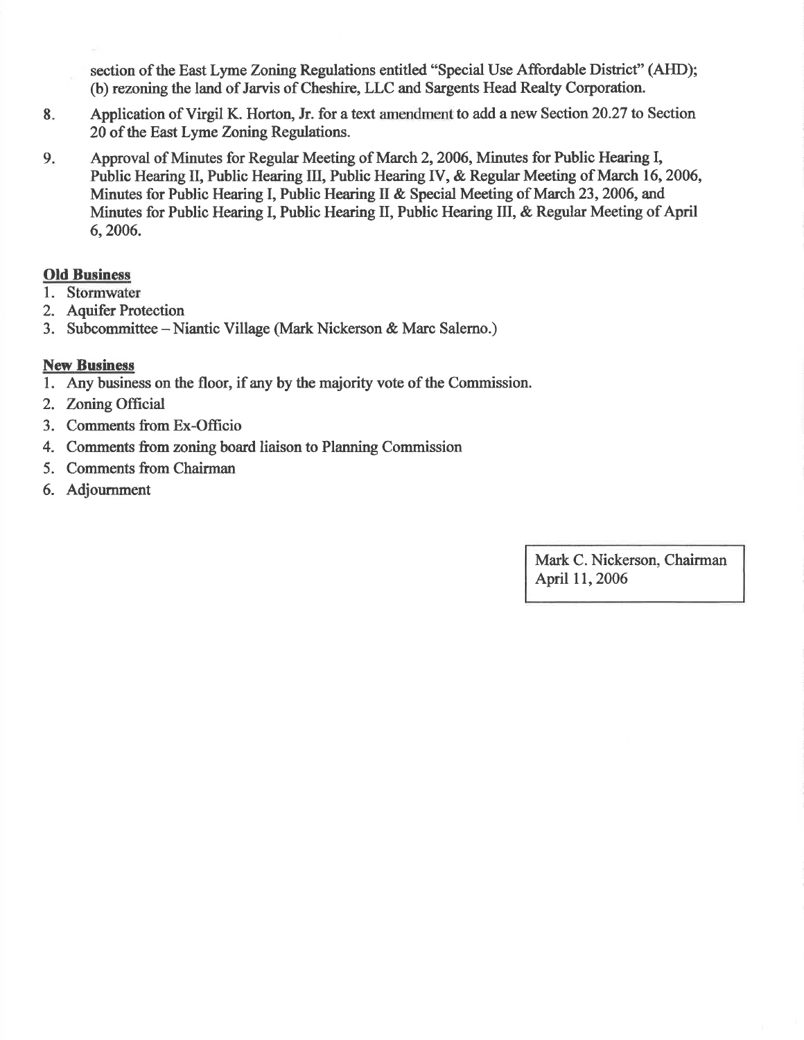section of the East Lyme Zoning Regulations entitled "Special Use Affordable District" (AHD); (b) rezoning the land of Jarvis of Cheshire, LLC and Sargents Head Realty Corporation.

8. Application of Virgil K. Horton, Jr. for a text amendment to add a new Section 20.27 to Section 20 of the East Lyme Zoning Regulations.

9. Approval of Minutes for Regular Meeting of March 2, 2006, Minutes for Public Hearing I, Public Hearing II, Public Hearing III, Public Hearing IV, & Regular Meeting of March 16, 2006, Minutes for Public Hearing I, Public Hearing II & Special Meeting of March 23, 2006, and Minutes for Public Hearing I, Public Hearing II, Public Hearing III, & Regular Meeting of April 6, 2006.

**Old Business**

1. Stormwater
2. Aquifer Protection
3. Subcommittee – Niantic Village (Mark Nickerson & Marc Salerno.)

**New Business**

1. Any business on the floor, if any by the majority vote of the Commission.
2. Zoning Official
3. Comments from Ex-Officio
4. Comments from zoning board liaison to Planning Commission
5. Comments from Chairman
6. Adjournment

Mark C. Nickerson, Chairman
April 11, 2006